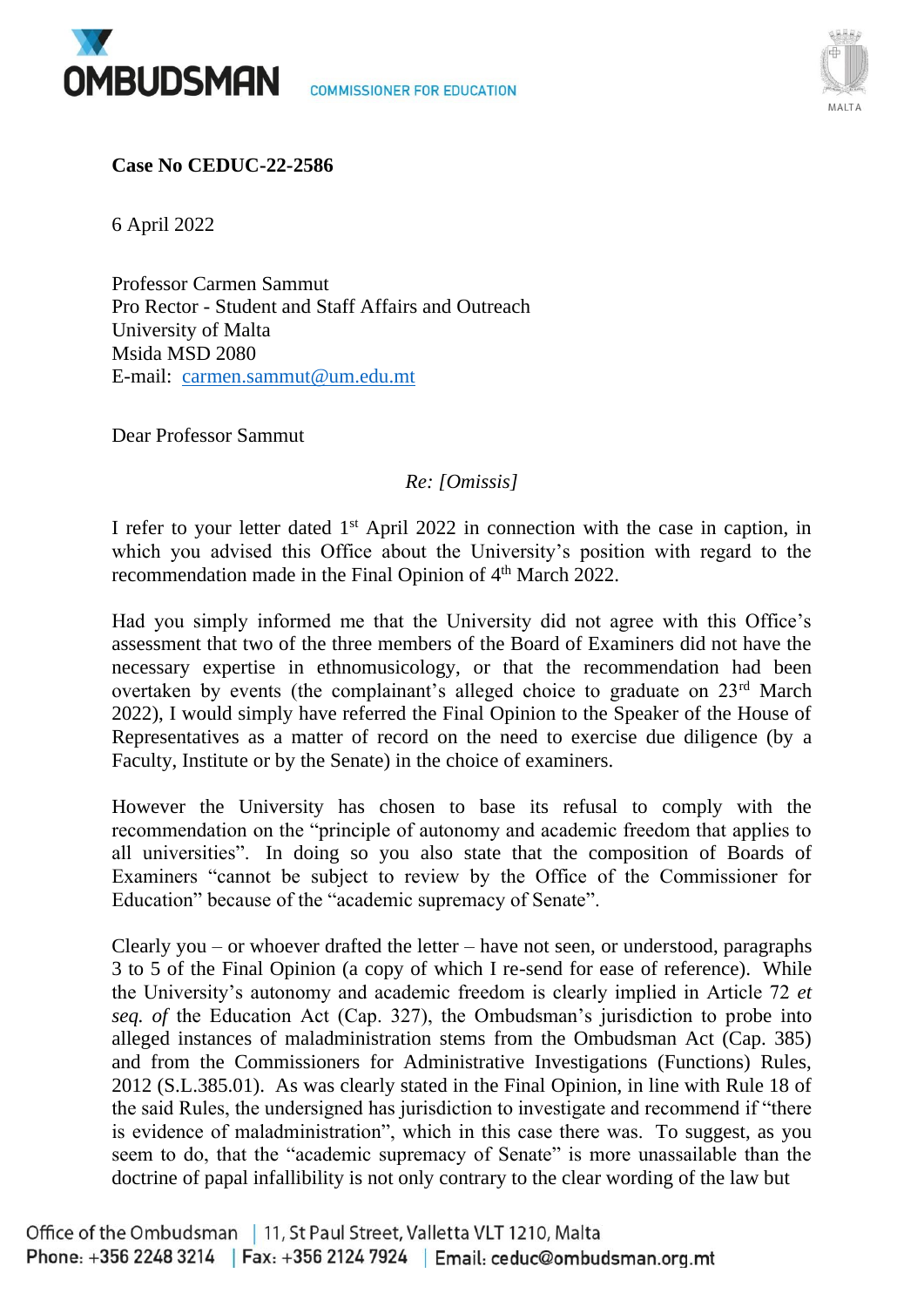**Case No CEDUC-22-2586**

6 April 2022

Professor Carmen Sammut
Pro Rector - Student and Staff Affairs and Outreach
University of Malta
Msida MSD 2080
E-mail: carmen.sammut@um.edu.mt

Dear Professor Sammut

*Re: [Omissis]*

I refer to your letter dated 1st April 2022 in connection with the case in caption, in which you advised this Office about the University's position with regard to the recommendation made in the Final Opinion of 4th March 2022.

Had you simply informed me that the University did not agree with this Office's assessment that two of the three members of the Board of Examiners did not have the necessary expertise in ethnomusicology, or that the recommendation had been overtaken by events (the complainant's alleged choice to graduate on 23rd March 2022), I would simply have referred the Final Opinion to the Speaker of the House of Representatives as a matter of record on the need to exercise due diligence (by a Faculty, Institute or by the Senate) in the choice of examiners.

However the University has chosen to base its refusal to comply with the recommendation on the "principle of autonomy and academic freedom that applies to all universities". In doing so you also state that the composition of Boards of Examiners "cannot be subject to review by the Office of the Commissioner for Education" because of the "academic supremacy of Senate".

Clearly you – or whoever drafted the letter – have not seen, or understood, paragraphs 3 to 5 of the Final Opinion (a copy of which I re-send for ease of reference). While the University's autonomy and academic freedom is clearly implied in Article 72 *et seq. of* the Education Act (Cap. 327), the Ombudsman's jurisdiction to probe into alleged instances of maladministration stems from the Ombudsman Act (Cap. 385) and from the Commissioners for Administrative Investigations (Functions) Rules, 2012 (S.L.385.01). As was clearly stated in the Final Opinion, in line with Rule 18 of the said Rules, the undersigned has jurisdiction to investigate and recommend if "there is evidence of maladministration", which in this case there was. To suggest, as you seem to do, that the "academic supremacy of Senate" is more unassailable than the doctrine of papal infallibility is not only contrary to the clear wording of the law but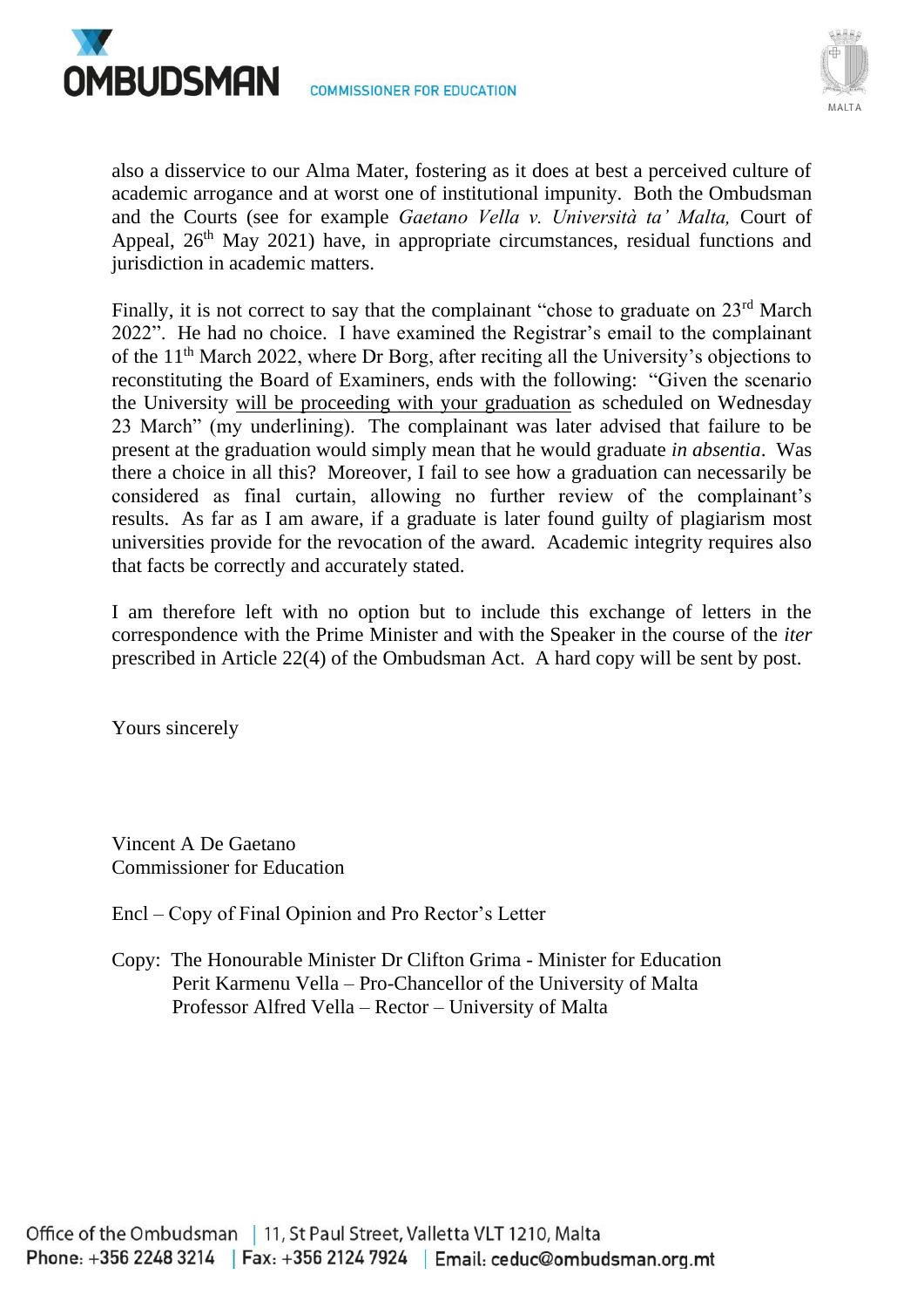also a disservice to our Alma Mater, fostering as it does at best a perceived culture of academic arrogance and at worst one of institutional impunity. Both the Ombudsman and the Courts (see for example *Gaetano Vella v. Università ta' Malta,* Court of Appeal, 26th May 2021) have, in appropriate circumstances, residual functions and jurisdiction in academic matters.

Finally, it is not correct to say that the complainant "chose to graduate on 23rd March 2022". He had no choice. I have examined the Registrar's email to the complainant of the 11th March 2022, where Dr Borg, after reciting all the University's objections to reconstituting the Board of Examiners, ends with the following: "Given the scenario the University <u>will be proceeding with your graduation</u> as scheduled on Wednesday 23 March" (my underlining). The complainant was later advised that failure to be present at the graduation would simply mean that he would graduate *in absentia*. Was there a choice in all this? Moreover, I fail to see how a graduation can necessarily be considered as final curtain, allowing no further review of the complainant's results. As far as I am aware, if a graduate is later found guilty of plagiarism most universities provide for the revocation of the award. Academic integrity requires also that facts be correctly and accurately stated.

I am therefore left with no option but to include this exchange of letters in the correspondence with the Prime Minister and with the Speaker in the course of the *iter* prescribed in Article 22(4) of the Ombudsman Act. A hard copy will be sent by post.

Yours sincerely

Vincent A De Gaetano
Commissioner for Education

Encl – Copy of Final Opinion and Pro Rector's Letter

Copy: The Honourable Minister Dr Clifton Grima - Minister for Education
Perit Karmenu Vella – Pro-Chancellor of the University of Malta
Professor Alfred Vella – Rector – University of Malta